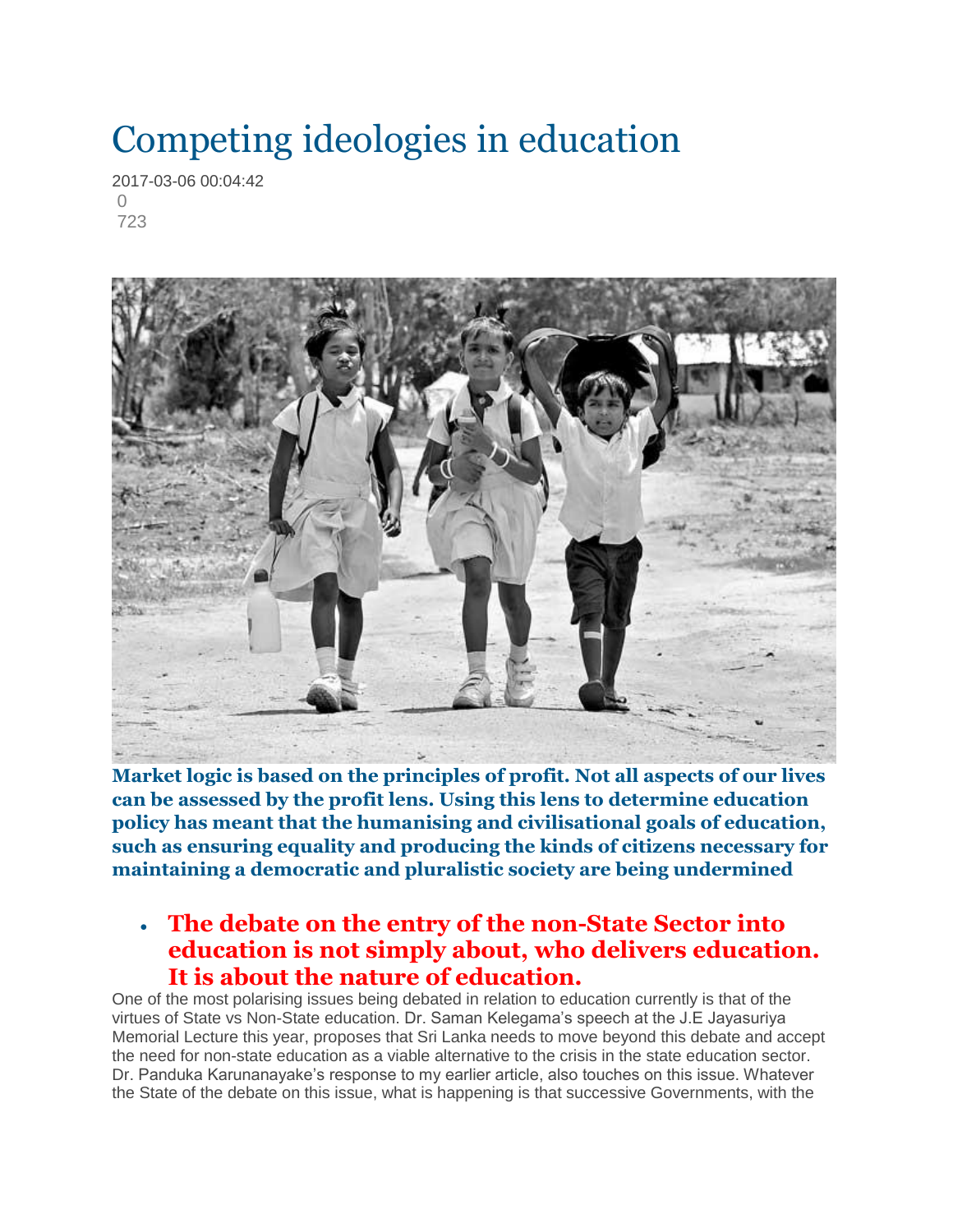# Competing ideologies in education

2017-03-06 00:04:42

0

723

**Market logic is based on the principles of profit. Not all aspects of our lives can be assessed by the profit lens. Using this lens to determine education policy has meant that the humanising and civilisational goals of education, such as ensuring equality and producing the kinds of citizens necessary for maintaining a democratic and pluralistic society are being undermined**

- **The debate on the entry of the non-State Sector into education is not simply about, who delivers education. It is about the nature of education.**

One of the most polarising issues being debated in relation to education currently is that of the virtues of State vs Non-State education. Dr. Saman Kelegama's speech at the J.E Jayasuriya Memorial Lecture this year, proposes that Sri Lanka needs to move beyond this debate and accept the need for non-state education as a viable alternative to the crisis in the state education sector. Dr. Panduka Karunanayake's response to my earlier article, also touches on this issue. Whatever the State of the debate on this issue, what is happening is that successive Governments, with the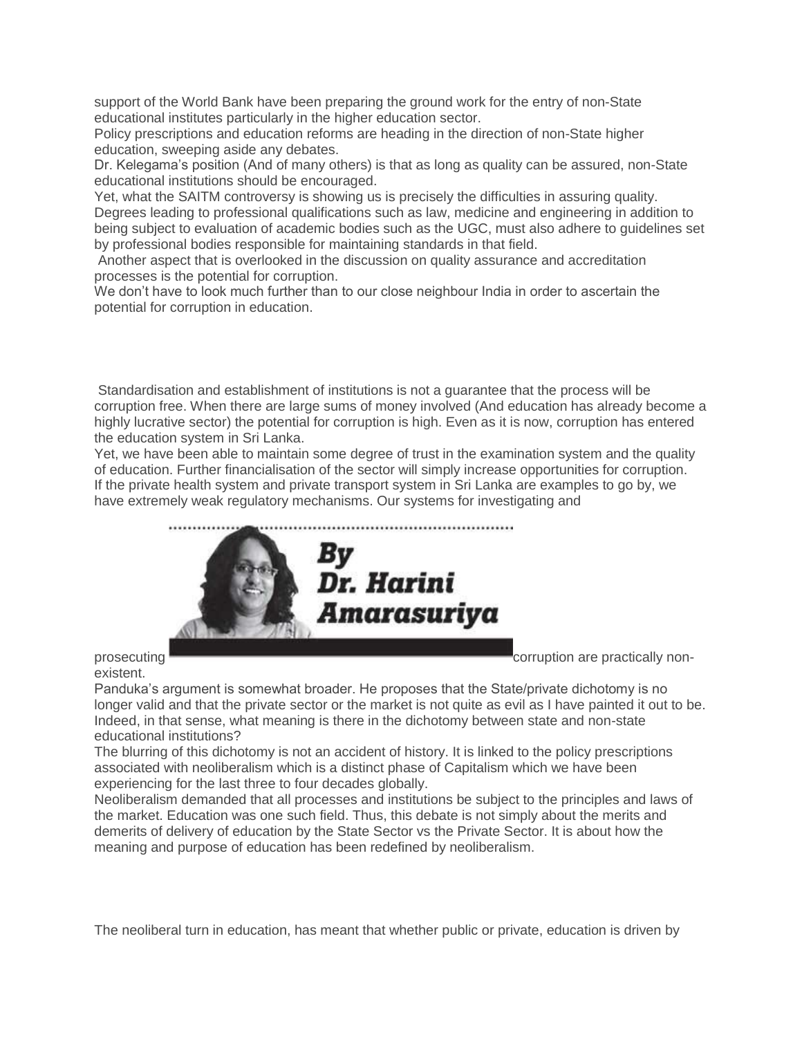support of the World Bank have been preparing the ground work for the entry of non-State educational institutes particularly in the higher education sector.

Policy prescriptions and education reforms are heading in the direction of non-State higher education, sweeping aside any debates.

Dr. Kelegama's position (And of many others) is that as long as quality can be assured, non-State educational institutions should be encouraged.

Yet, what the SAITM controversy is showing us is precisely the difficulties in assuring quality. Degrees leading to professional qualifications such as law, medicine and engineering in addition to being subject to evaluation of academic bodies such as the UGC, must also adhere to guidelines set by professional bodies responsible for maintaining standards in that field.

Another aspect that is overlooked in the discussion on quality assurance and accreditation processes is the potential for corruption.

We don't have to look much further than to our close neighbour India in order to ascertain the potential for corruption in education.

Standardisation and establishment of institutions is not a guarantee that the process will be corruption free. When there are large sums of money involved (And education has already become a highly lucrative sector) the potential for corruption is high. Even as it is now, corruption has entered the education system in Sri Lanka.

Yet, we have been able to maintain some degree of trust in the examination system and the quality of education. Further financialisation of the sector will simply increase opportunities for corruption.

If the private health system and private transport system in Sri Lanka are examples to go by, we have extremely weak regulatory mechanisms. Our systems for investigating and prosecuting corruption are practically non-existent.

*By Dr. Harini Amarasuriya*

Panduka's argument is somewhat broader. He proposes that the State/private dichotomy is no longer valid and that the private sector or the market is not quite as evil as I have painted it out to be. Indeed, in that sense, what meaning is there in the dichotomy between state and non-state educational institutions?

The blurring of this dichotomy is not an accident of history. It is linked to the policy prescriptions associated with neoliberalism which is a distinct phase of Capitalism which we have been experiencing for the last three to four decades globally.

Neoliberalism demanded that all processes and institutions be subject to the principles and laws of the market. Education was one such field. Thus, this debate is not simply about the merits and demerits of delivery of education by the State Sector vs the Private Sector. It is about how the meaning and purpose of education has been redefined by neoliberalism.

The neoliberal turn in education, has meant that whether public or private, education is driven by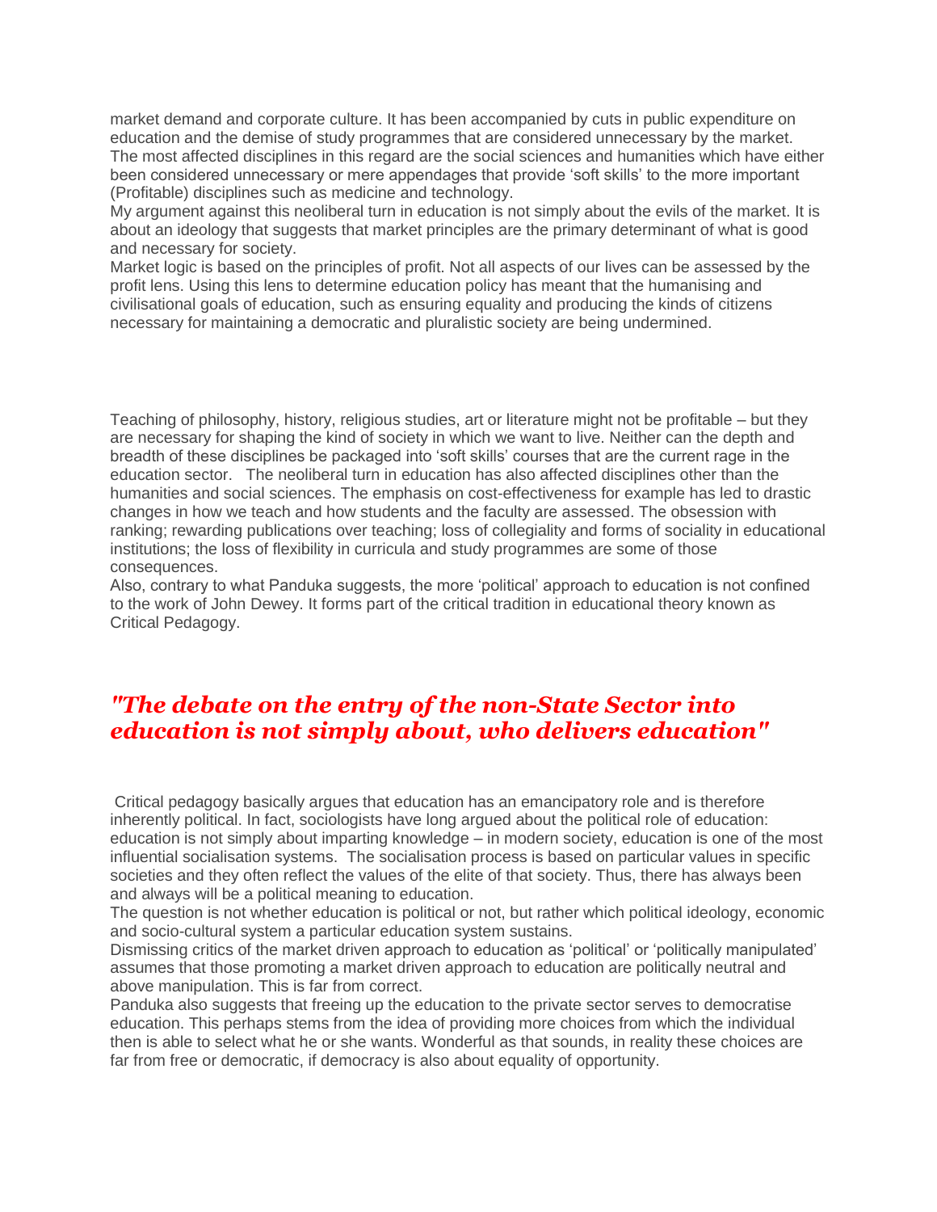market demand and corporate culture. It has been accompanied by cuts in public expenditure on education and the demise of study programmes that are considered unnecessary by the market. The most affected disciplines in this regard are the social sciences and humanities which have either been considered unnecessary or mere appendages that provide 'soft skills' to the more important (Profitable) disciplines such as medicine and technology.

My argument against this neoliberal turn in education is not simply about the evils of the market. It is about an ideology that suggests that market principles are the primary determinant of what is good and necessary for society.

Market logic is based on the principles of profit. Not all aspects of our lives can be assessed by the profit lens. Using this lens to determine education policy has meant that the humanising and civilisational goals of education, such as ensuring equality and producing the kinds of citizens necessary for maintaining a democratic and pluralistic society are being undermined.

Teaching of philosophy, history, religious studies, art or literature might not be profitable – but they are necessary for shaping the kind of society in which we want to live. Neither can the depth and breadth of these disciplines be packaged into 'soft skills' courses that are the current rage in the education sector. The neoliberal turn in education has also affected disciplines other than the humanities and social sciences. The emphasis on cost-effectiveness for example has led to drastic changes in how we teach and how students and the faculty are assessed. The obsession with ranking; rewarding publications over teaching; loss of collegiality and forms of sociality in educational institutions; the loss of flexibility in curricula and study programmes are some of those consequences.

Also, contrary to what Panduka suggests, the more 'political' approach to education is not confined to the work of John Dewey. It forms part of the critical tradition in educational theory known as Critical Pedagogy.

## *"The debate on the entry of the non-State Sector into education is not simply about, who delivers education"*

Critical pedagogy basically argues that education has an emancipatory role and is therefore inherently political. In fact, sociologists have long argued about the political role of education: education is not simply about imparting knowledge – in modern society, education is one of the most influential socialisation systems. The socialisation process is based on particular values in specific societies and they often reflect the values of the elite of that society. Thus, there has always been and always will be a political meaning to education.

The question is not whether education is political or not, but rather which political ideology, economic and socio-cultural system a particular education system sustains.

Dismissing critics of the market driven approach to education as 'political' or 'politically manipulated' assumes that those promoting a market driven approach to education are politically neutral and above manipulation. This is far from correct.

Panduka also suggests that freeing up the education to the private sector serves to democratise education. This perhaps stems from the idea of providing more choices from which the individual then is able to select what he or she wants. Wonderful as that sounds, in reality these choices are far from free or democratic, if democracy is also about equality of opportunity.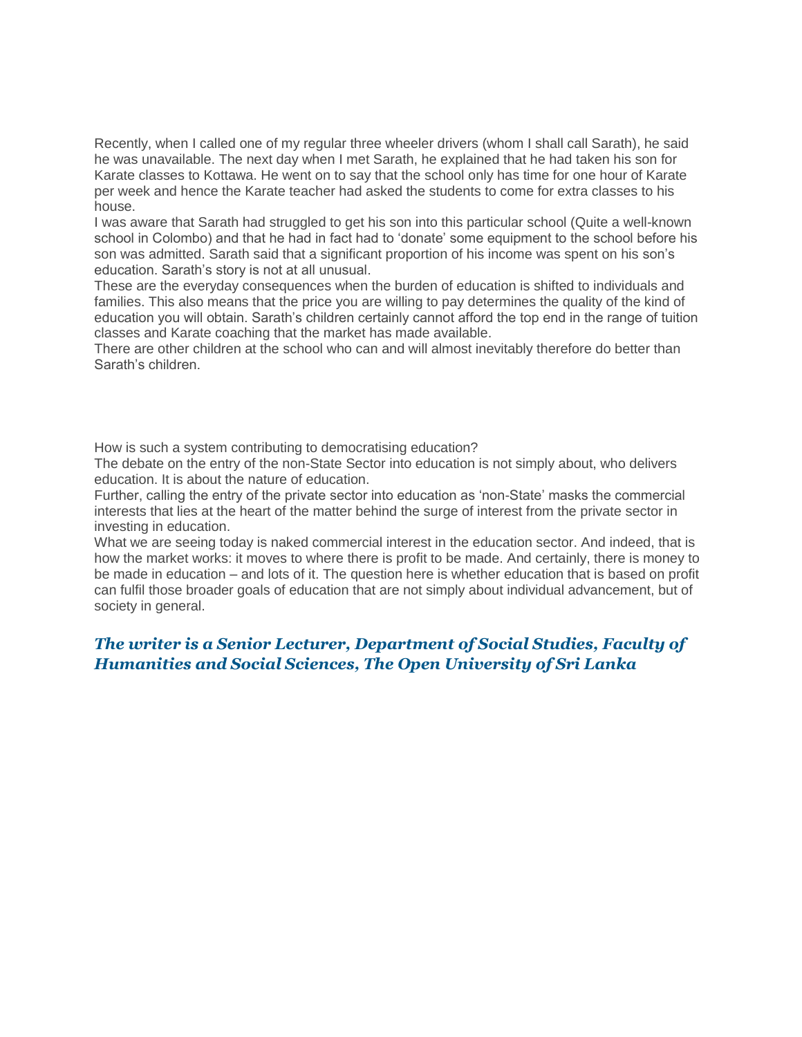Recently, when I called one of my regular three wheeler drivers (whom I shall call Sarath), he said he was unavailable. The next day when I met Sarath, he explained that he had taken his son for Karate classes to Kottawa. He went on to say that the school only has time for one hour of Karate per week and hence the Karate teacher had asked the students to come for extra classes to his house.

I was aware that Sarath had struggled to get his son into this particular school (Quite a well-known school in Colombo) and that he had in fact had to 'donate' some equipment to the school before his son was admitted. Sarath said that a significant proportion of his income was spent on his son's education. Sarath's story is not at all unusual.

These are the everyday consequences when the burden of education is shifted to individuals and families. This also means that the price you are willing to pay determines the quality of the kind of education you will obtain. Sarath's children certainly cannot afford the top end in the range of tuition classes and Karate coaching that the market has made available.

There are other children at the school who can and will almost inevitably therefore do better than Sarath's children.

How is such a system contributing to democratising education?

The debate on the entry of the non-State Sector into education is not simply about, who delivers education. It is about the nature of education.

Further, calling the entry of the private sector into education as 'non-State' masks the commercial interests that lies at the heart of the matter behind the surge of interest from the private sector in investing in education.

What we are seeing today is naked commercial interest in the education sector. And indeed, that is how the market works: it moves to where there is profit to be made. And certainly, there is money to be made in education – and lots of it. The question here is whether education that is based on profit can fulfil those broader goals of education that are not simply about individual advancement, but of society in general.

***The writer is a Senior Lecturer, Department of Social Studies, Faculty of Humanities and Social Sciences, The Open University of Sri Lanka***